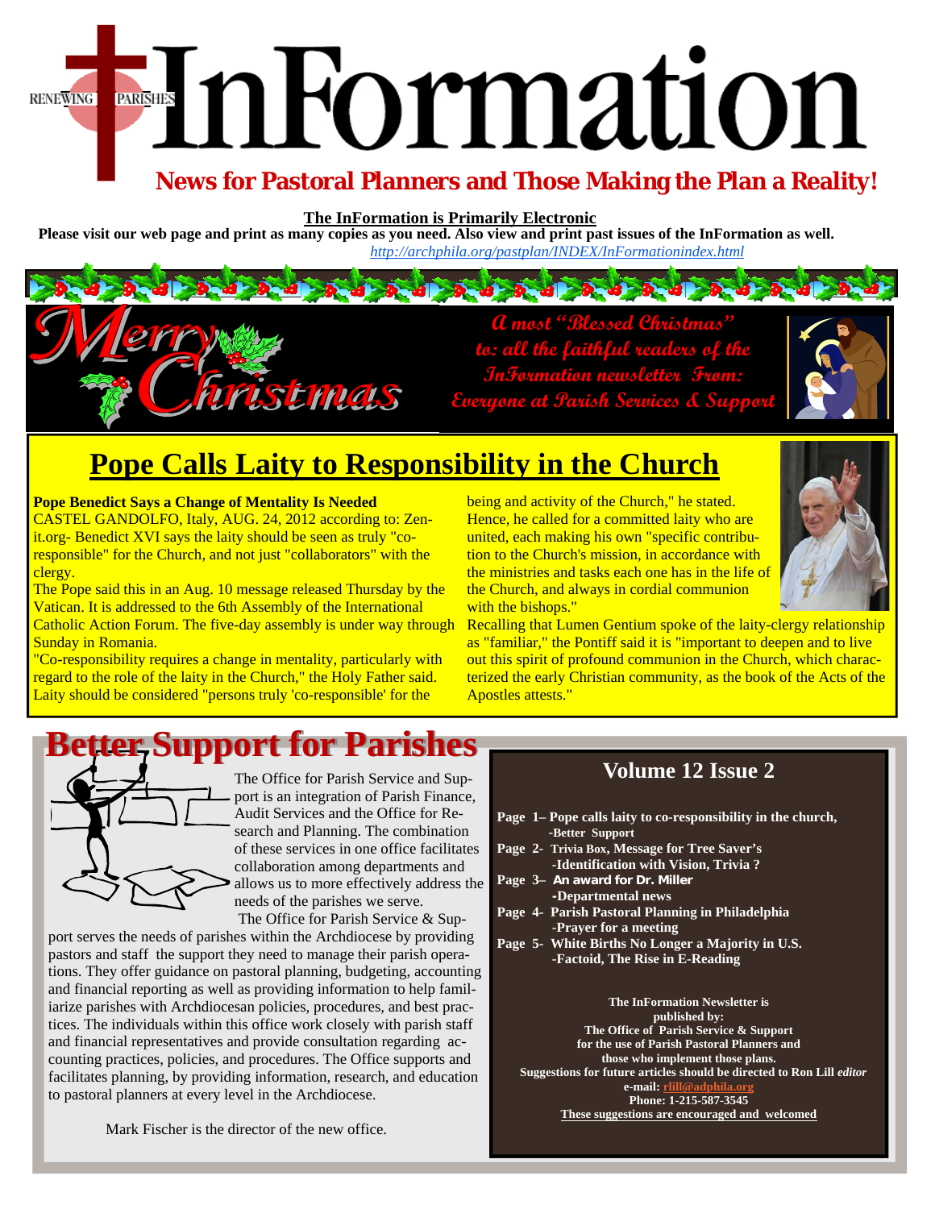RENEWING PARISHES

# InFormation

## News for Pastoral Planners and Those Making the Plan a Reality!

**The InFormation is Primarily Electronic**

**Please visit our web page and print as many copies as you need. Also view and print past issues of the InFormation as well.**

*http://archphila.org/pastplan/INDEX/InFormationindex.html*

Merry Christmas

*A most "Blessed Christmas" to: all the faithful readers of the InFormation newsletter From: Everyone at Parish Services & Support*

# Pope Calls Laity to Responsibility in the Church

**Pope Benedict Says a Change of Mentality Is Needed**

CASTEL GANDOLFO, Italy, AUG. 24, 2012 according to: Zenit.org- Benedict XVI says the laity should be seen as truly "co-responsible" for the Church, and not just "collaborators" with the clergy.

The Pope said this in an Aug. 10 message released Thursday by the Vatican. It is addressed to the 6th Assembly of the International Catholic Action Forum. The five-day assembly is under way through Sunday in Romania.

"Co-responsibility requires a change in mentality, particularly with regard to the role of the laity in the Church," the Holy Father said. Laity should be considered "persons truly 'co-responsible' for the being and activity of the Church," he stated.

Hence, he called for a committed laity who are united, each making his own "specific contribution to the Church's mission, in accordance with the ministries and tasks each one has in the life of the Church, and always in cordial communion with the bishops."

Recalling that Lumen Gentium spoke of the laity-clergy relationship as "familiar," the Pontiff said it is "important to deepen and to live out this spirit of profound communion in the Church, which characterized the early Christian community, as the book of the Acts of the Apostles attests."

# Better Support for Parishes

The Office for Parish Service and Support is an integration of Parish Finance, Audit Services and the Office for Research and Planning. The combination of these services in one office facilitates collaboration among departments and allows us to more effectively address the needs of the parishes we serve.

The Office for Parish Service & Support serves the needs of parishes within the Archdiocese by providing pastors and staff the support they need to manage their parish operations. They offer guidance on pastoral planning, budgeting, accounting and financial reporting as well as providing information to help familiarize parishes with Archdiocesan policies, procedures, and best practices. The individuals within this office work closely with parish staff and financial representatives and provide consultation regarding accounting practices, policies, and procedures. The Office supports and facilitates planning, by providing information, research, and education to pastoral planners at every level in the Archdiocese.

Mark Fischer is the director of the new office.

## Volume 12 Issue 2

**Page 1– Pope calls laity to co-responsibility in the church,**
**-Better Support**

**Page 2- Trivia Box, Message for Tree Saver's**
**-Identification with Vision, Trivia ?**

**Page 3– An award for Dr. Miller**
**-Departmental news**

**Page 4- Parish Pastoral Planning in Philadelphia**
**-Prayer for a meeting**

**Page 5- White Births No Longer a Majority in U.S.**
**-Factoid, The Rise in E-Reading**

**The InFormation Newsletter is published by: The Office of Parish Service & Support for the use of Parish Pastoral Planners and those who implement those plans. Suggestions for future articles should be directed to Ron Lill *editor***
**e-mail: rlill@adphila.org**
**Phone: 1-215-587-3545**
**These suggestions are encouraged and welcomed**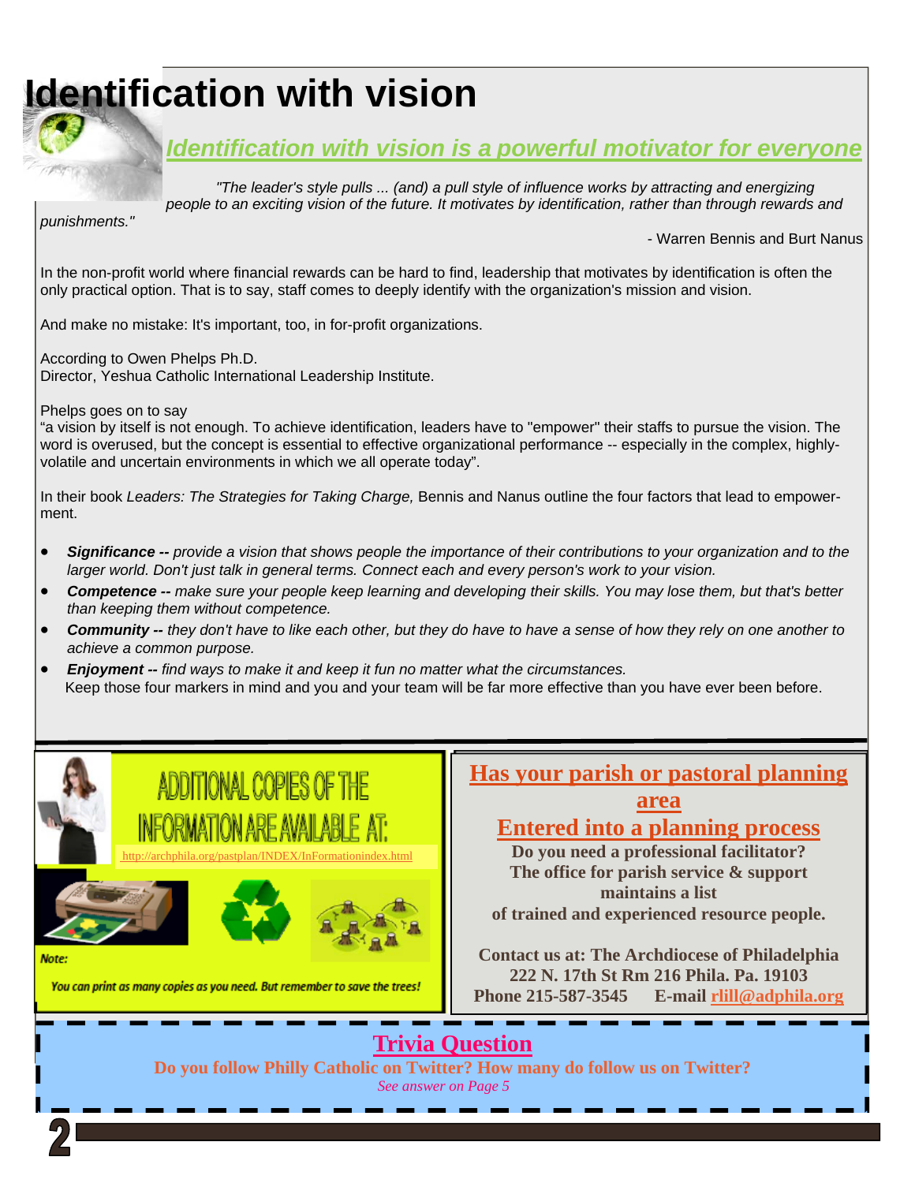# Identification with vision

## *Identification with vision is a powerful motivator for everyone*

*"The leader's style pulls ... (and) a pull style of influence works by attracting and energizing people to an exciting vision of the future. It motivates by identification, rather than through rewards and punishments."*

- Warren Bennis and Burt Nanus

In the non-profit world where financial rewards can be hard to find, leadership that motivates by identification is often the only practical option. That is to say, staff comes to deeply identify with the organization's mission and vision.

And make no mistake: It's important, too, in for-profit organizations.

According to Owen Phelps Ph.D.
Director, Yeshua Catholic International Leadership Institute.

Phelps goes on to say
"a vision by itself is not enough. To achieve identification, leaders have to "empower" their staffs to pursue the vision. The word is overused, but the concept is essential to effective organizational performance -- especially in the complex, highly-volatile and uncertain environments in which we all operate today".

In their book *Leaders: The Strategies for Taking Charge,* Bennis and Nanus outline the four factors that lead to empowerment.

- ***Significance --*** *provide a vision that shows people the importance of their contributions to your organization and to the larger world. Don't just talk in general terms. Connect each and every person's work to your vision.*
- ***Competence --*** *make sure your people keep learning and developing their skills. You may lose them, but that's better than keeping them without competence.*
- ***Community --*** *they don't have to like each other, but they do have to have a sense of how they rely on one another to achieve a common purpose.*
- ***Enjoyment --*** *find ways to make it and keep it fun no matter what the circumstances.*

Keep those four markers in mind and you and your team will be far more effective than you have ever been before.

ADDITIONAL COPIES OF THE INFORMATION ARE AVAILABLE AT:

http://archphila.org/pastplan/INDEX/InFormationindex.html

*Note:*

*You can print as many copies as you need. But remember to save the trees!*

## Has your parish or pastoral planning area Entered into a planning process

**Do you need a professional facilitator?**
**The office for parish service & support maintains a list of trained and experienced resource people.**

**Contact us at: The Archdiocese of Philadelphia**
**222 N. 17th St Rm 216 Phila. Pa. 19103**
**Phone 215-587-3545 E-mail rlill@adphila.org**

## Trivia Question

**Do you follow Philly Catholic on Twitter? How many do follow us on Twitter?**

*See answer on Page 5*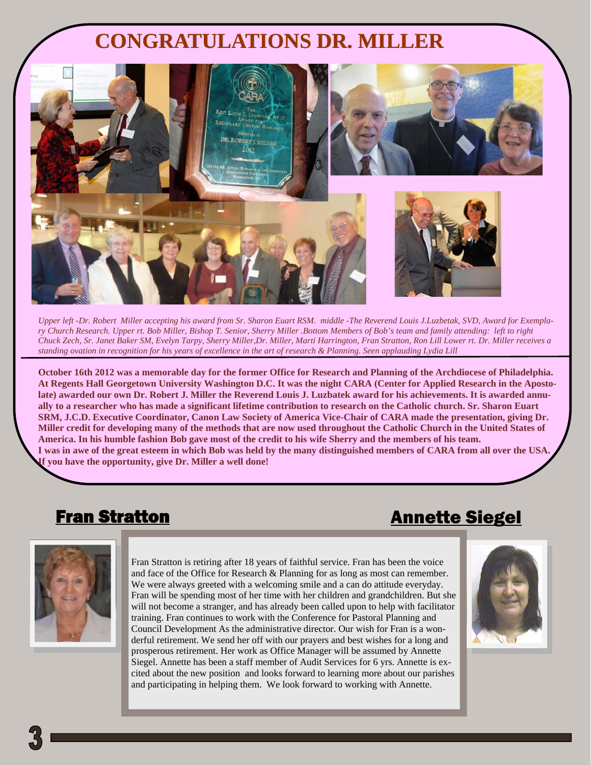# CONGRATULATIONS DR. MILLER

*Upper left -Dr. Robert Miller accepting his award from Sr. Sharon Euart RSM. middle -The Reverend Louis J.Luzbetak, SVD, Award for Exemplary Church Research. Upper rt. Bob Miller, Bishop T. Senior, Sherry Miller .Bottom Members of Bob's team and family attending: left to right Chuck Zech, Sr. Janet Baker SM, Evelyn Tarpy, Sherry Miller,Dr. Miller, Marti Harrington, Fran Stratton, Ron Lill Lower rt. Dr. Miller receives a standing ovation in recognition for his years of excellence in the art of research & Planning. Seen applauding Lydia Lill*

**October 16th 2012 was a memorable day for the former Office for Research and Planning of the Archdiocese of Philadelphia. At Regents Hall Georgetown University Washington D.C. It was the night CARA (Center for Applied Research in the Apostolate) awarded our own Dr. Robert J. Miller the Reverend Louis J. Luzbatek award for his achievements. It is awarded annually to a researcher who has made a significant lifetime contribution to research on the Catholic church. Sr. Sharon Euart SRM, J.C.D. Executive Coordinator, Canon Law Society of America Vice-Chair of CARA made the presentation, giving Dr. Miller credit for developing many of the methods that are now used throughout the Catholic Church in the United States of America. In his humble fashion Bob gave most of the credit to his wife Sherry and the members of his team.**
**I was in awe of the great esteem in which Bob was held by the many distinguished members of CARA from all over the USA. If you have the opportunity, give Dr. Miller a well done!**

## Fran Stratton

## Annette Siegel

Fran Stratton is retiring after 18 years of faithful service. Fran has been the voice and face of the Office for Research & Planning for as long as most can remember. We were always greeted with a welcoming smile and a can do attitude everyday. Fran will be spending most of her time with her children and grandchildren. But she will not become a stranger, and has already been called upon to help with facilitator training. Fran continues to work with the Conference for Pastoral Planning and Council Development As the administrative director. Our wish for Fran is a wonderful retirement. We send her off with our prayers and best wishes for a long and prosperous retirement. Her work as Office Manager will be assumed by Annette Siegel. Annette has been a staff member of Audit Services for 6 yrs. Annette is excited about the new position and looks forward to learning more about our parishes and participating in helping them. We look forward to working with Annette.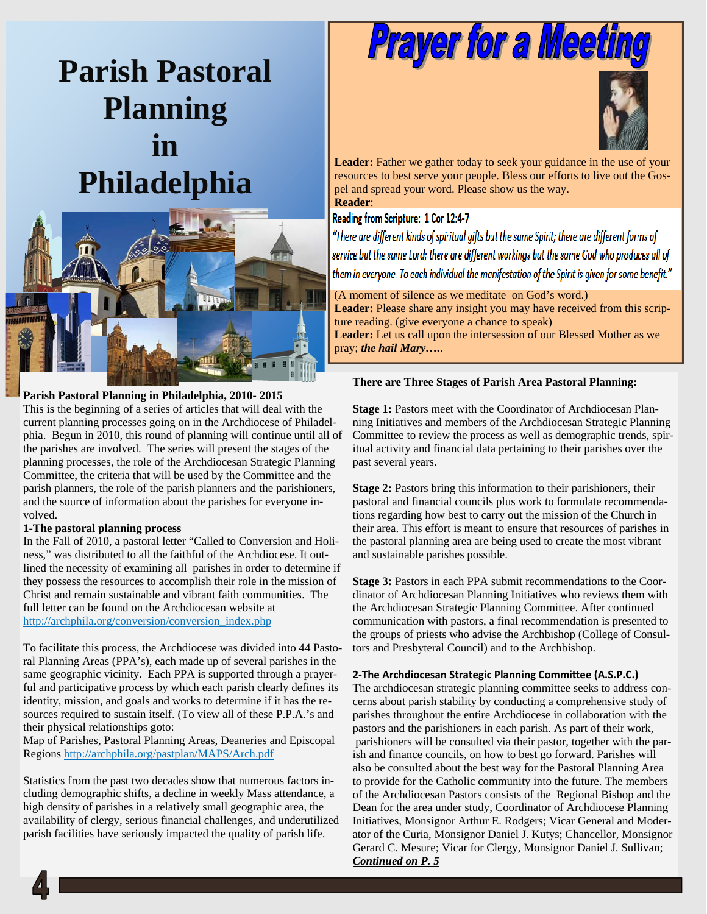# Parish Pastoral Planning in Philadelphia

**Parish Pastoral Planning in Philadelphia, 2010- 2015**

This is the beginning of a series of articles that will deal with the current planning processes going on in the Archdiocese of Philadelphia. Begun in 2010, this round of planning will continue until all of the parishes are involved. The series will present the stages of the planning processes, the role of the Archdiocesan Strategic Planning Committee, the criteria that will be used by the Committee and the parish planners, the role of the parish planners and the parishioners, and the source of information about the parishes for everyone involved.

**1-The pastoral planning process**

In the Fall of 2010, a pastoral letter "Called to Conversion and Holiness," was distributed to all the faithful of the Archdiocese. It outlined the necessity of examining all parishes in order to determine if they possess the resources to accomplish their role in the mission of Christ and remain sustainable and vibrant faith communities. The full letter can be found on the Archdiocesan website at http://archphila.org/conversion/conversion_index.php

To facilitate this process, the Archdiocese was divided into 44 Pastoral Planning Areas (PPA's), each made up of several parishes in the same geographic vicinity. Each PPA is supported through a prayerful and participative process by which each parish clearly defines its identity, mission, and goals and works to determine if it has the resources required to sustain itself. (To view all of these P.P.A.'s and their physical relationships goto:

Map of Parishes, Pastoral Planning Areas, Deaneries and Episcopal Regions http://archphila.org/pastplan/MAPS/Arch.pdf

Statistics from the past two decades show that numerous factors including demographic shifts, a decline in weekly Mass attendance, a high density of parishes in a relatively small geographic area, the availability of clergy, serious financial challenges, and underutilized parish facilities have seriously impacted the quality of parish life.

# Prayer for a Meeting

**Leader:** Father we gather today to seek your guidance in the use of your resources to best serve your people. Bless our efforts to live out the Gospel and spread your word. Please show us the way.

**Reader**:

**Reading from Scripture: 1 Cor 12:4-7**

*"There are different kinds of spiritual gifts but the same Spirit; there are different forms of service but the same Lord; there are different workings but the same God who produces all of them in everyone. To each individual the manifestation of the Spirit is given for some benefit."*

(A moment of silence as we meditate on God's word.)

**Leader:** Please share any insight you may have received from this scripture reading. (give everyone a chance to speak)

**Leader:** Let us call upon the intersession of our Blessed Mother as we pray; ***the hail Mary….***

**There are Three Stages of Parish Area Pastoral Planning:**

**Stage 1:** Pastors meet with the Coordinator of Archdiocesan Planning Initiatives and members of the Archdiocesan Strategic Planning Committee to review the process as well as demographic trends, spiritual activity and financial data pertaining to their parishes over the past several years.

**Stage 2:** Pastors bring this information to their parishioners, their pastoral and financial councils plus work to formulate recommendations regarding how best to carry out the mission of the Church in their area. This effort is meant to ensure that resources of parishes in the pastoral planning area are being used to create the most vibrant and sustainable parishes possible.

**Stage 3:** Pastors in each PPA submit recommendations to the Coordinator of Archdiocesan Planning Initiatives who reviews them with the Archdiocesan Strategic Planning Committee. After continued communication with pastors, a final recommendation is presented to the groups of priests who advise the Archbishop (College of Consultors and Presbyteral Council) and to the Archbishop.

**2-The Archdiocesan Strategic Planning Committee (A.S.P.C.)**

The archdiocesan strategic planning committee seeks to address concerns about parish stability by conducting a comprehensive study of parishes throughout the entire Archdiocese in collaboration with the pastors and the parishioners in each parish. As part of their work, parishioners will be consulted via their pastor, together with the parish and finance councils, on how to best go forward. Parishes will also be consulted about the best way for the Pastoral Planning Area to provide for the Catholic community into the future. The members of the Archdiocesan Pastors consists of the Regional Bishop and the Dean for the area under study, Coordinator of Archdiocese Planning Initiatives, Monsignor Arthur E. Rodgers; Vicar General and Moderator of the Curia, Monsignor Daniel J. Kutys; Chancellor, Monsignor Gerard C. Mesure; Vicar for Clergy, Monsignor Daniel J. Sullivan;

***Continued on P. 5***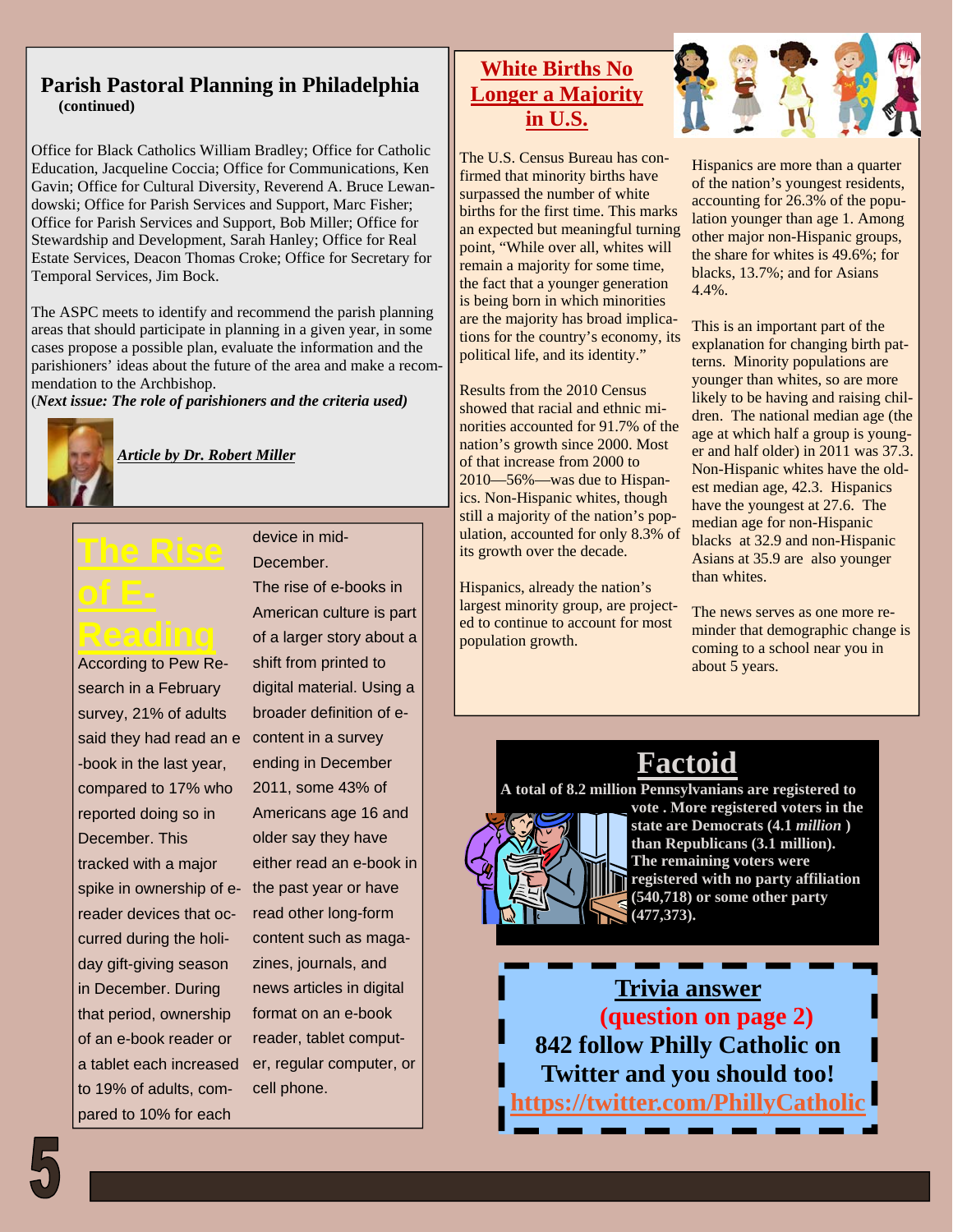## Parish Pastoral Planning in Philadelphia

**(continued)**

Office for Black Catholics William Bradley; Office for Catholic Education, Jacqueline Coccia; Office for Communications, Ken Gavin; Office for Cultural Diversity, Reverend A. Bruce Lewandowski; Office for Parish Services and Support, Marc Fisher; Office for Parish Services and Support, Bob Miller; Office for Stewardship and Development, Sarah Hanley; Office for Real Estate Services, Deacon Thomas Croke; Office for Secretary for Temporal Services, Jim Bock.

The ASPC meets to identify and recommend the parish planning areas that should participate in planning in a given year, in some cases propose a possible plan, evaluate the information and the parishioners' ideas about the future of the area and make a recommendation to the Archbishop.

(***Next issue: The role of parishioners and the criteria used)***

***Article by Dr. Robert Miller***

## The Rise of E-Reading

According to Pew Research in a February survey, 21% of adults said they had read an e-book in the last year, compared to 17% who reported doing so in December. This tracked with a major spike in ownership of e-reader devices that occurred during the holiday gift-giving season in December. During that period, ownership of an e-book reader or a tablet each increased to 19% of adults, compared to 10% for each device in mid-December.

The rise of e-books in American culture is part of a larger story about a shift from printed to digital material. Using a broader definition of e-content in a survey ending in December 2011, some 43% of Americans age 16 and older say they have either read an e-book in the past year or have read other long-form content such as magazines, journals, and news articles in digital format on an e-book reader, tablet computer, regular computer, or cell phone.

## White Births No Longer a Majority in U.S.

The U.S. Census Bureau has confirmed that minority births have surpassed the number of white births for the first time. This marks an expected but meaningful turning point, "While over all, whites will remain a majority for some time, the fact that a younger generation is being born in which minorities are the majority has broad implications for the country's economy, its political life, and its identity."

Results from the 2010 Census showed that racial and ethnic minorities accounted for 91.7% of the nation's growth since 2000. Most of that increase from 2000 to 2010—56%—was due to Hispanics. Non-Hispanic whites, though still a majority of the nation's population, accounted for only 8.3% of its growth over the decade.

Hispanics, already the nation's largest minority group, are projected to continue to account for most population growth.

Hispanics are more than a quarter of the nation's youngest residents, accounting for 26.3% of the population younger than age 1. Among other major non-Hispanic groups, the share for whites is 49.6%; for blacks, 13.7%; and for Asians 4.4%.

This is an important part of the explanation for changing birth patterns. Minority populations are younger than whites, so are more likely to be having and raising children. The national median age (the age at which half a group is younger and half older) in 2011 was 37.3. Non-Hispanic whites have the oldest median age, 42.3. Hispanics have the youngest at 27.6. The median age for non-Hispanic blacks at 32.9 and non-Hispanic Asians at 35.9 are also younger than whites.

The news serves as one more reminder that demographic change is coming to a school near you in about 5 years.

## Factoid

**A total of 8.2 million Pennsylvanians are registered to vote . More registered voters in the state are Democrats (4.1 *million* ) than Republicans (3.1 million). The remaining voters were registered with no party affiliation (540,718) or some other party (477,373).**

## Trivia answer

**(question on page 2)**

**842 follow Philly Catholic on Twitter and you should too!**

**https://twitter.com/PhillyCatholic**